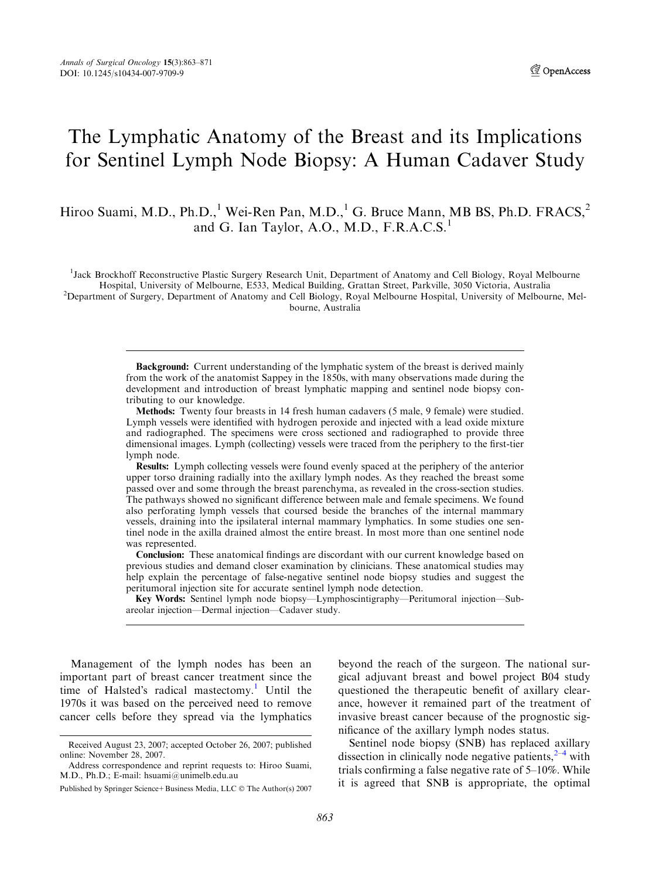# The Lymphatic Anatomy of the Breast and its Implications for Sentinel Lymph Node Biopsy: A Human Cadaver Study

Hiroo Suami, M.D., Ph.D.,[1] Wei-Ren Pan, M.D.,[1] G. Bruce Mann, MB BS, Ph.D. FRACS,[2] and G. Ian Taylor, A.O., M.D., F.R.A.C.S.[1]

[1]Jack Brockhoff Reconstructive Plastic Surgery Research Unit, Department of Anatomy and Cell Biology, Royal Melbourne Hospital, University of Melbourne, E533, Medical Building, Grattan Street, Parkville, 3050 Victoria, Australia
[2]Department of Surgery, Department of Anatomy and Cell Biology, Royal Melbourne Hospital, University of Melbourne, Melbourne, Australia

**Background:** Current understanding of the lymphatic system of the breast is derived mainly from the work of the anatomist Sappey in the 1850s, with many observations made during the development and introduction of breast lymphatic mapping and sentinel node biopsy contributing to our knowledge.

**Methods:** Twenty four breasts in 14 fresh human cadavers (5 male, 9 female) were studied. Lymph vessels were identified with hydrogen peroxide and injected with a lead oxide mixture and radiographed. The specimens were cross sectioned and radiographed to provide three dimensional images. Lymph (collecting) vessels were traced from the periphery to the first-tier lymph node.

**Results:** Lymph collecting vessels were found evenly spaced at the periphery of the anterior upper torso draining radially into the axillary lymph nodes. As they reached the breast some passed over and some through the breast parenchyma, as revealed in the cross-section studies. The pathways showed no significant difference between male and female specimens. We found also perforating lymph vessels that coursed beside the branches of the internal mammary vessels, draining into the ipsilateral internal mammary lymphatics. In some studies one sentinel node in the axilla drained almost the entire breast. In most more than one sentinel node was represented.

**Conclusion:** These anatomical findings are discordant with our current knowledge based on previous studies and demand closer examination by clinicians. These anatomical studies may help explain the percentage of false-negative sentinel node biopsy studies and suggest the peritumoral injection site for accurate sentinel lymph node detection.

**Key Words:** Sentinel lymph node biopsy—Lymphoscintigraphy—Peritumoral injection—Subareolar injection—Dermal injection—Cadaver study.

Management of the lymph nodes has been an important part of breast cancer treatment since the time of Halsted's radical mastectomy.[1] Until the 1970s it was based on the perceived need to remove cancer cells before they spread via the lymphatics beyond the reach of the surgeon. The national surgical adjuvant breast and bowel project B04 study questioned the therapeutic benefit of axillary clearance, however it remained part of the treatment of invasive breast cancer because of the prognostic significance of the axillary lymph nodes status.

Sentinel node biopsy (SNB) has replaced axillary dissection in clinically node negative patients,[2–4] with trials confirming a false negative rate of 5–10%. While it is agreed that SNB is appropriate, the optimal

Received August 23, 2007; accepted October 26, 2007; published online: November 28, 2007.

Address correspondence and reprint requests to: Hiroo Suami, M.D., Ph.D.; E-mail: hsuami@unimelb.edu.au

Published by Springer Science+Business Media, LLC © The Author(s) 2007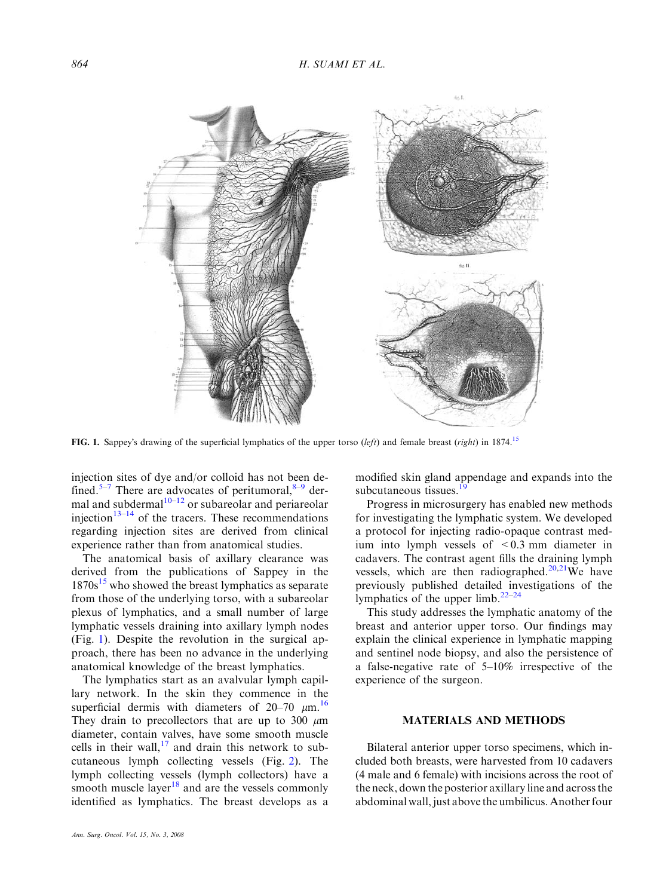FIG. 1. Sappey's drawing of the superficial lymphatics of the upper torso (*left*) and female breast (*right*) in 1874.[15]

injection sites of dye and/or colloid has not been defined.[5–7] There are advocates of peritumoral,[8–9] dermal and subdermal[10–12] or subareolar and periareolar injection[13–14] of the tracers. These recommendations regarding injection sites are derived from clinical experience rather than from anatomical studies.

The anatomical basis of axillary clearance was derived from the publications of Sappey in the 1870s[15] who showed the breast lymphatics as separate from those of the underlying torso, with a subareolar plexus of lymphatics, and a small number of large lymphatic vessels draining into axillary lymph nodes (Fig. 1). Despite the revolution in the surgical approach, there has been no advance in the underlying anatomical knowledge of the breast lymphatics.

The lymphatics start as an avalvular lymph capillary network. In the skin they commence in the superficial dermis with diameters of 20–70 $\mu$m.[16] They drain to precollectors that are up to 300 $\mu$m diameter, contain valves, have some smooth muscle cells in their wall,[17] and drain this network to subcutaneous lymph collecting vessels (Fig. 2). The lymph collecting vessels (lymph collectors) have a smooth muscle layer[18] and are the vessels commonly identified as lymphatics. The breast develops as a modified skin gland appendage and expands into the subcutaneous tissues.[19]

Progress in microsurgery has enabled new methods for investigating the lymphatic system. We developed a protocol for injecting radio-opaque contrast medium into lymph vessels of $<0.3$ mm diameter in cadavers. The contrast agent fills the draining lymph vessels, which are then radiographed.[20,21] We have previously published detailed investigations of the lymphatics of the upper limb.[22–24]

This study addresses the lymphatic anatomy of the breast and anterior upper torso. Our findings may explain the clinical experience in lymphatic mapping and sentinel node biopsy, and also the persistence of a false-negative rate of 5–10% irrespective of the experience of the surgeon.

## MATERIALS AND METHODS

Bilateral anterior upper torso specimens, which included both breasts, were harvested from 10 cadavers (4 male and 6 female) with incisions across the root of the neck, down the posterior axillary line and across the abdominal wall, just above the umbilicus. Another four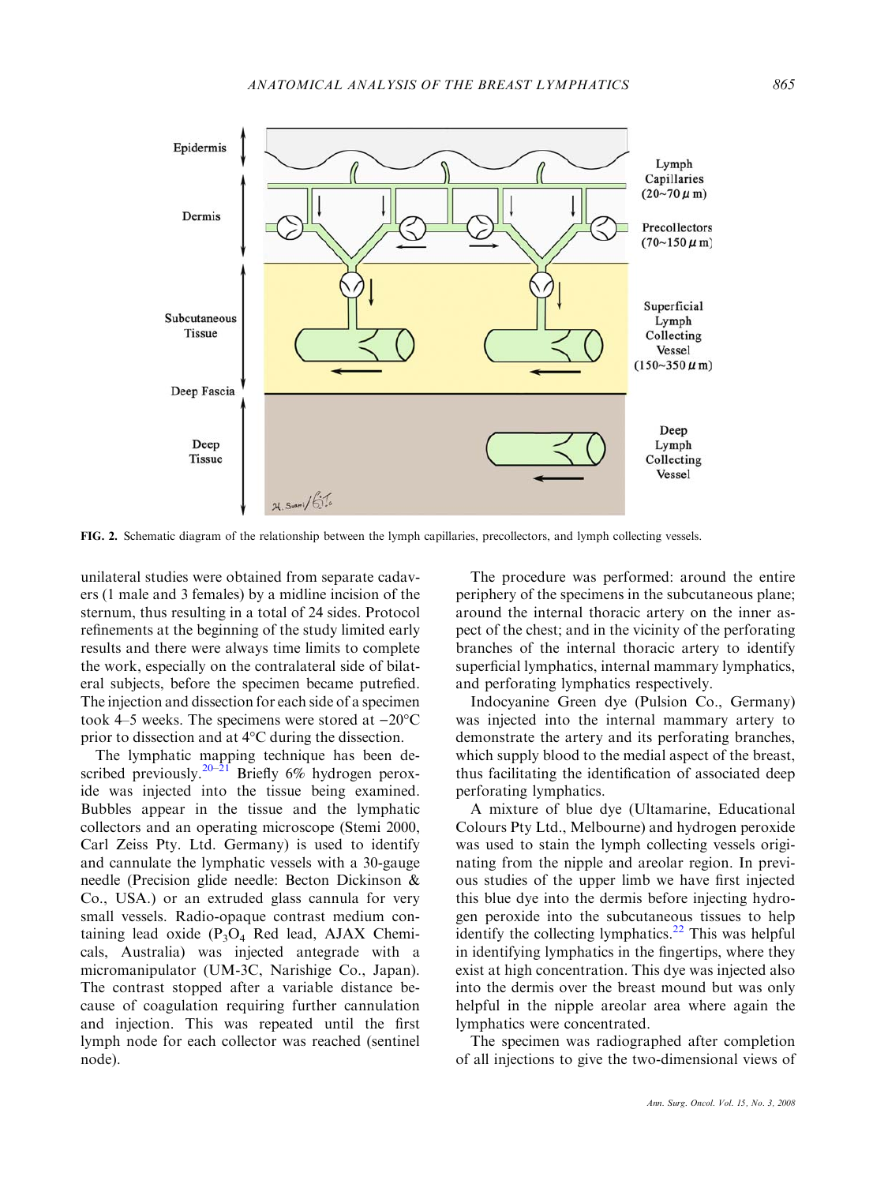FIG. 2. Schematic diagram of the relationship between the lymph capillaries, precollectors, and lymph collecting vessels.

unilateral studies were obtained from separate cadavers (1 male and 3 females) by a midline incision of the sternum, thus resulting in a total of 24 sides. Protocol refinements at the beginning of the study limited early results and there were always time limits to complete the work, especially on the contralateral side of bilateral subjects, before the specimen became putrefied. The injection and dissection for each side of a specimen took 4–5 weeks. The specimens were stored at −20°C prior to dissection and at 4°C during the dissection.

The lymphatic mapping technique has been described previously.[20–21] Briefly 6% hydrogen peroxide was injected into the tissue being examined. Bubbles appear in the tissue and the lymphatic collectors and an operating microscope (Stemi 2000, Carl Zeiss Pty. Ltd. Germany) is used to identify and cannulate the lymphatic vessels with a 30-gauge needle (Precision glide needle: Becton Dickinson & Co., USA.) or an extruded glass cannula for very small vessels. Radio-opaque contrast medium containing lead oxide ($P_3O_4$ Red lead, AJAX Chemicals, Australia) was injected antegrade with a micromanipulator (UM-3C, Narishige Co., Japan). The contrast stopped after a variable distance because of coagulation requiring further cannulation and injection. This was repeated until the first lymph node for each collector was reached (sentinel node).

The procedure was performed: around the entire periphery of the specimens in the subcutaneous plane; around the internal thoracic artery on the inner aspect of the chest; and in the vicinity of the perforating branches of the internal thoracic artery to identify superficial lymphatics, internal mammary lymphatics, and perforating lymphatics respectively.

Indocyanine Green dye (Pulsion Co., Germany) was injected into the internal mammary artery to demonstrate the artery and its perforating branches, which supply blood to the medial aspect of the breast, thus facilitating the identification of associated deep perforating lymphatics.

A mixture of blue dye (Ultamarine, Educational Colours Pty Ltd., Melbourne) and hydrogen peroxide was used to stain the lymph collecting vessels originating from the nipple and areolar region. In previous studies of the upper limb we have first injected this blue dye into the dermis before injecting hydrogen peroxide into the subcutaneous tissues to help identify the collecting lymphatics.[22] This was helpful in identifying lymphatics in the fingertips, where they exist at high concentration. This dye was injected also into the dermis over the breast mound but was only helpful in the nipple areolar area where again the lymphatics were concentrated.

The specimen was radiographed after completion of all injections to give the two-dimensional views of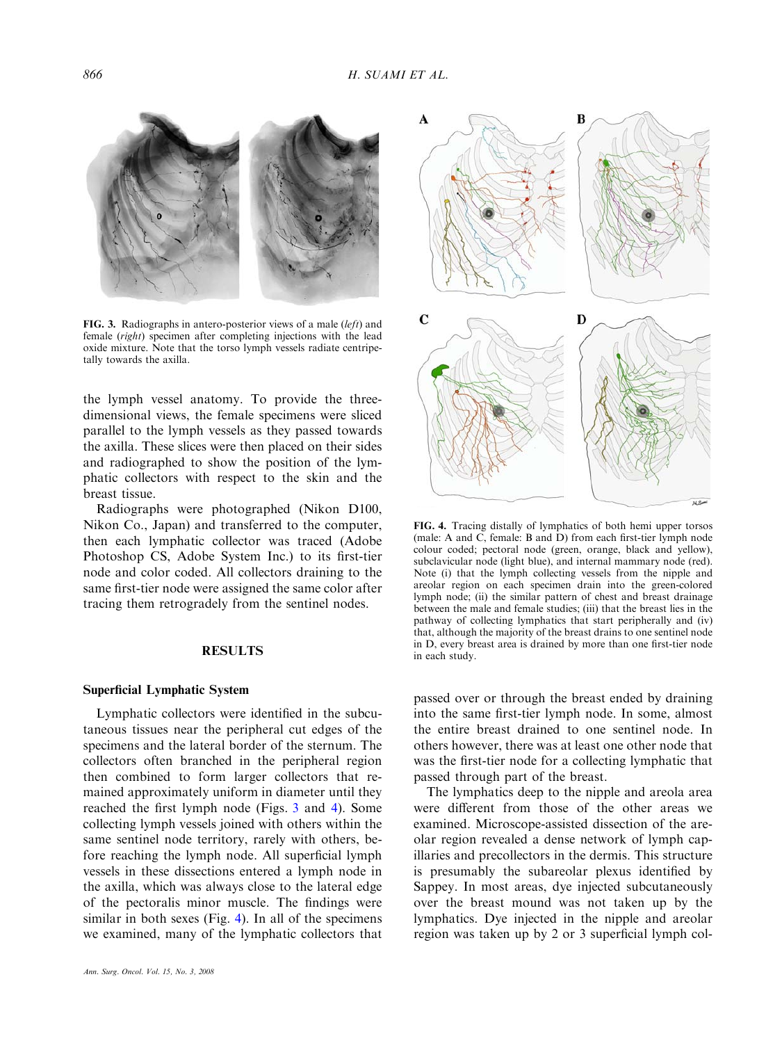FIG. 3. Radiographs in antero-posterior views of a male (*left*) and female (*right*) specimen after completing injections with the lead oxide mixture. Note that the torso lymph vessels radiate centripetally towards the axilla.

FIG. 4. Tracing distally of lymphatics of both hemi upper torsos (male: A and C, female: B and D) from each first-tier lymph node colour coded; pectoral node (green, orange, black and yellow), subclavicular node (light blue), and internal mammary node (red). Note (i) that the lymph collecting vessels from the nipple and areolar region on each specimen drain into the green-colored lymph node; (ii) the similar pattern of chest and breast drainage between the male and female studies; (iii) that the breast lies in the pathway of collecting lymphatics that start peripherally and (iv) that, although the majority of the breast drains to one sentinel node in D, every breast area is drained by more than one first-tier node in each study.

the lymph vessel anatomy. To provide the three-dimensional views, the female specimens were sliced parallel to the lymph vessels as they passed towards the axilla. These slices were then placed on their sides and radiographed to show the position of the lymphatic collectors with respect to the skin and the breast tissue.

Radiographs were photographed (Nikon D100, Nikon Co., Japan) and transferred to the computer, then each lymphatic collector was traced (Adobe Photoshop CS, Adobe System Inc.) to its first-tier node and color coded. All collectors draining to the same first-tier node were assigned the same color after tracing them retrogradely from the sentinel nodes.

## RESULTS

### Superficial Lymphatic System

Lymphatic collectors were identified in the subcutaneous tissues near the peripheral cut edges of the specimens and the lateral border of the sternum. The collectors often branched in the peripheral region then combined to form larger collectors that remained approximately uniform in diameter until they reached the first lymph node (Figs. 3 and 4). Some collecting lymph vessels joined with others within the same sentinel node territory, rarely with others, before reaching the lymph node. All superficial lymph vessels in these dissections entered a lymph node in the axilla, which was always close to the lateral edge of the pectoralis minor muscle. The findings were similar in both sexes (Fig. 4). In all of the specimens we examined, many of the lymphatic collectors that passed over or through the breast ended by draining into the same first-tier lymph node. In some, almost the entire breast drained to one sentinel node. In others however, there was at least one other node that was the first-tier node for a collecting lymphatic that passed through part of the breast.

The lymphatics deep to the nipple and areola area were different from those of the other areas we examined. Microscope-assisted dissection of the areolar region revealed a dense network of lymph capillaries and precollectors in the dermis. This structure is presumably the subareolar plexus identified by Sappey. In most areas, dye injected subcutaneously over the breast mound was not taken up by the lymphatics. Dye injected in the nipple and areolar region was taken up by 2 or 3 superficial lymph col-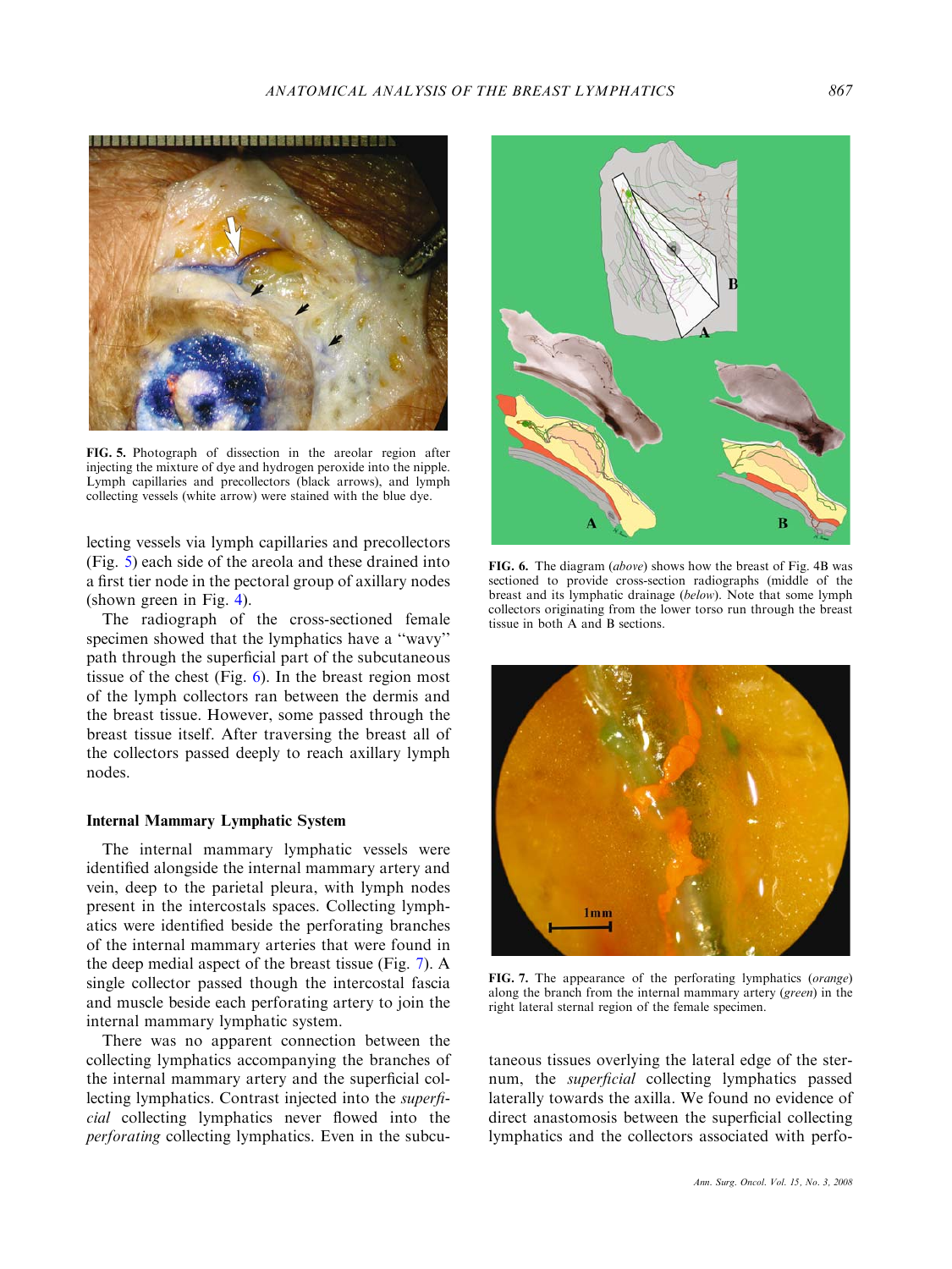FIG. 5. Photograph of dissection in the areolar region after injecting the mixture of dye and hydrogen peroxide into the nipple. Lymph capillaries and precollectors (black arrows), and lymph collecting vessels (white arrow) were stained with the blue dye.

lecting vessels via lymph capillaries and precollectors (Fig. 5) each side of the areola and these drained into a first tier node in the pectoral group of axillary nodes (shown green in Fig. 4).

The radiograph of the cross-sectioned female specimen showed that the lymphatics have a ''wavy'' path through the superficial part of the subcutaneous tissue of the chest (Fig. 6). In the breast region most of the lymph collectors ran between the dermis and the breast tissue. However, some passed through the breast tissue itself. After traversing the breast all of the collectors passed deeply to reach axillary lymph nodes.

### Internal Mammary Lymphatic System

The internal mammary lymphatic vessels were identified alongside the internal mammary artery and vein, deep to the parietal pleura, with lymph nodes present in the intercostals spaces. Collecting lymphatics were identified beside the perforating branches of the internal mammary arteries that were found in the deep medial aspect of the breast tissue (Fig. 7). A single collector passed though the intercostal fascia and muscle beside each perforating artery to join the internal mammary lymphatic system.

There was no apparent connection between the collecting lymphatics accompanying the branches of the internal mammary artery and the superficial collecting lymphatics. Contrast injected into the *superficial* collecting lymphatics never flowed into the *perforating* collecting lymphatics. Even in the subcutaneous tissues overlying the lateral edge of the sternum, the *superficial* collecting lymphatics passed laterally towards the axilla. We found no evidence of direct anastomosis between the superficial collecting lymphatics and the collectors associated with perfo-

FIG. 6. The diagram (*above*) shows how the breast of Fig. 4B was sectioned to provide cross-section radiographs (middle of the breast and its lymphatic drainage (*below*). Note that some lymph collectors originating from the lower torso run through the breast tissue in both A and B sections.

FIG. 7. The appearance of the perforating lymphatics (*orange*) along the branch from the internal mammary artery (*green*) in the right lateral sternal region of the female specimen.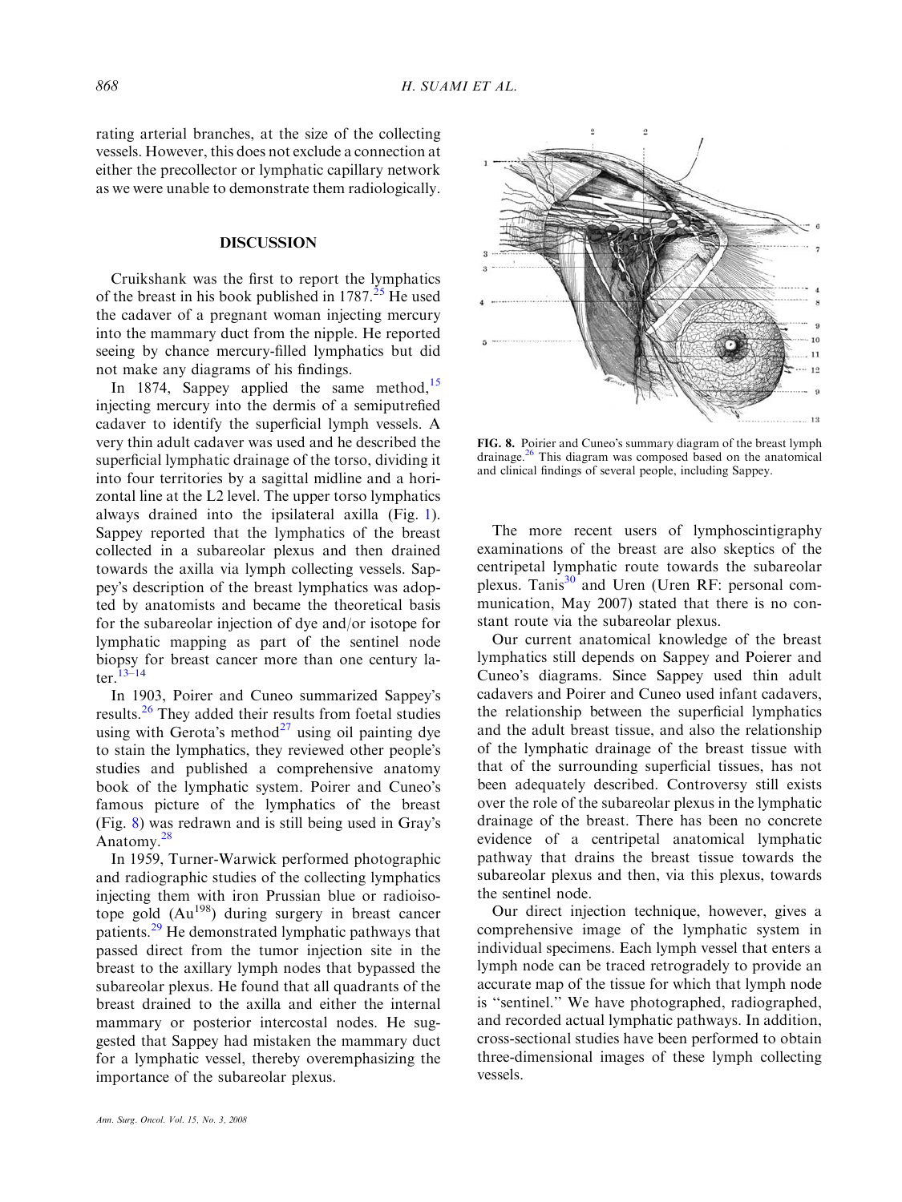rating arterial branches, at the size of the collecting vessels. However, this does not exclude a connection at either the precollector or lymphatic capillary network as we were unable to demonstrate them radiologically.

## DISCUSSION

Cruikshank was the first to report the lymphatics of the breast in his book published in 1787.[25] He used the cadaver of a pregnant woman injecting mercury into the mammary duct from the nipple. He reported seeing by chance mercury-filled lymphatics but did not make any diagrams of his findings.

In 1874, Sappey applied the same method,[15] injecting mercury into the dermis of a semiputrefied cadaver to identify the superficial lymph vessels. A very thin adult cadaver was used and he described the superficial lymphatic drainage of the torso, dividing it into four territories by a sagittal midline and a horizontal line at the L2 level. The upper torso lymphatics always drained into the ipsilateral axilla (Fig. 1). Sappey reported that the lymphatics of the breast collected in a subareolar plexus and then drained towards the axilla via lymph collecting vessels. Sappey's description of the breast lymphatics was adopted by anatomists and became the theoretical basis for the subareolar injection of dye and/or isotope for lymphatic mapping as part of the sentinel node biopsy for breast cancer more than one century later.[13–14]

In 1903, Poirer and Cuneo summarized Sappey's results.[26] They added their results from foetal studies using with Gerota's method[27] using oil painting dye to stain the lymphatics, they reviewed other people's studies and published a comprehensive anatomy book of the lymphatic system. Poirer and Cuneo's famous picture of the lymphatics of the breast (Fig. 8) was redrawn and is still being used in Gray's Anatomy.[28]

In 1959, Turner-Warwick performed photographic and radiographic studies of the collecting lymphatics injecting them with iron Prussian blue or radioisotope gold ($Au^{198}$) during surgery in breast cancer patients.[29] He demonstrated lymphatic pathways that passed direct from the tumor injection site in the breast to the axillary lymph nodes that bypassed the subareolar plexus. He found that all quadrants of the breast drained to the axilla and either the internal mammary or posterior intercostal nodes. He suggested that Sappey had mistaken the mammary duct for a lymphatic vessel, thereby overemphasizing the importance of the subareolar plexus.

**FIG. 8.** Poirier and Cuneo's summary diagram of the breast lymph drainage.[26] This diagram was composed based on the anatomical and clinical findings of several people, including Sappey.

The more recent users of lymphoscintigraphy examinations of the breast are also skeptics of the centripetal lymphatic route towards the subareolar plexus. Tanis[30] and Uren (Uren RF: personal communication, May 2007) stated that there is no constant route via the subareolar plexus.

Our current anatomical knowledge of the breast lymphatics still depends on Sappey and Poierer and Cuneo's diagrams. Since Sappey used thin adult cadavers and Poirer and Cuneo used infant cadavers, the relationship between the superficial lymphatics and the adult breast tissue, and also the relationship of the lymphatic drainage of the breast tissue with that of the surrounding superficial tissues, has not been adequately described. Controversy still exists over the role of the subareolar plexus in the lymphatic drainage of the breast. There has been no concrete evidence of a centripetal anatomical lymphatic pathway that drains the breast tissue towards the subareolar plexus and then, via this plexus, towards the sentinel node.

Our direct injection technique, however, gives a comprehensive image of the lymphatic system in individual specimens. Each lymph vessel that enters a lymph node can be traced retrogradely to provide an accurate map of the tissue for which that lymph node is "sentinel." We have photographed, radiographed, and recorded actual lymphatic pathways. In addition, cross-sectional studies have been performed to obtain three-dimensional images of these lymph collecting vessels.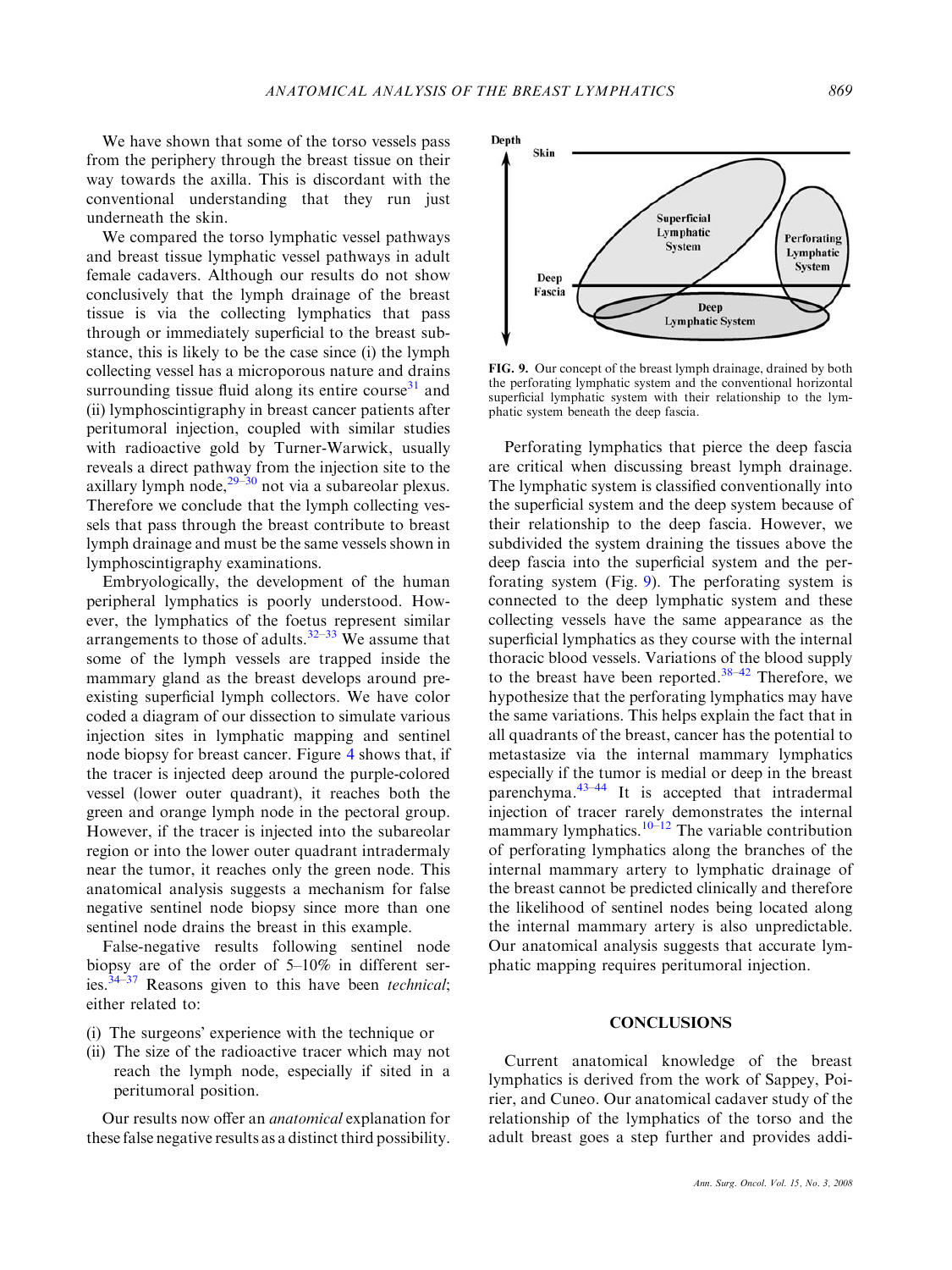We have shown that some of the torso vessels pass from the periphery through the breast tissue on their way towards the axilla. This is discordant with the conventional understanding that they run just underneath the skin.

We compared the torso lymphatic vessel pathways and breast tissue lymphatic vessel pathways in adult female cadavers. Although our results do not show conclusively that the lymph drainage of the breast tissue is via the collecting lymphatics that pass through or immediately superficial to the breast substance, this is likely to be the case since (i) the lymph collecting vessel has a microporous nature and drains surrounding tissue fluid along its entire course[31] and (ii) lymphoscintigraphy in breast cancer patients after peritumoral injection, coupled with similar studies with radioactive gold by Turner-Warwick, usually reveals a direct pathway from the injection site to the axillary lymph node,[29–30] not via a subareolar plexus. Therefore we conclude that the lymph collecting vessels that pass through the breast contribute to breast lymph drainage and must be the same vessels shown in lymphoscintigraphy examinations.

Embryologically, the development of the human peripheral lymphatics is poorly understood. However, the lymphatics of the foetus represent similar arrangements to those of adults.[32–33] We assume that some of the lymph vessels are trapped inside the mammary gland as the breast develops around preexisting superficial lymph collectors. We have color coded a diagram of our dissection to simulate various injection sites in lymphatic mapping and sentinel node biopsy for breast cancer. Figure 4 shows that, if the tracer is injected deep around the purple-colored vessel (lower outer quadrant), it reaches both the green and orange lymph node in the pectoral group. However, if the tracer is injected into the subareolar region or into the lower outer quadrant intradermaly near the tumor, it reaches only the green node. This anatomical analysis suggests a mechanism for false negative sentinel node biopsy since more than one sentinel node drains the breast in this example.

False-negative results following sentinel node biopsy are of the order of 5–10% in different series.[34–37] Reasons given to this have been *technical*; either related to:

(i) The surgeons' experience with the technique or
(ii) The size of the radioactive tracer which may not reach the lymph node, especially if sited in a peritumoral position.

Our results now offer an *anatomical* explanation for these false negative results as a distinct third possibility.

**FIG. 9.** Our concept of the breast lymph drainage, drained by both the perforating lymphatic system and the conventional horizontal superficial lymphatic system with their relationship to the lymphatic system beneath the deep fascia.

Perforating lymphatics that pierce the deep fascia are critical when discussing breast lymph drainage. The lymphatic system is classified conventionally into the superficial system and the deep system because of their relationship to the deep fascia. However, we subdivided the system draining the tissues above the deep fascia into the superficial system and the perforating system (Fig. 9). The perforating system is connected to the deep lymphatic system and these collecting vessels have the same appearance as the superficial lymphatics as they course with the internal thoracic blood vessels. Variations of the blood supply to the breast have been reported.[38–42] Therefore, we hypothesize that the perforating lymphatics may have the same variations. This helps explain the fact that in all quadrants of the breast, cancer has the potential to metastasize via the internal mammary lymphatics especially if the tumor is medial or deep in the breast parenchyma.[43–44] It is accepted that intradermal injection of tracer rarely demonstrates the internal mammary lymphatics.[10–12] The variable contribution of perforating lymphatics along the branches of the internal mammary artery to lymphatic drainage of the breast cannot be predicted clinically and therefore the likelihood of sentinel nodes being located along the internal mammary artery is also unpredictable. Our anatomical analysis suggests that accurate lymphatic mapping requires peritumoral injection.

## CONCLUSIONS

Current anatomical knowledge of the breast lymphatics is derived from the work of Sappey, Poirier, and Cuneo. Our anatomical cadaver study of the relationship of the lymphatics of the torso and the adult breast goes a step further and provides addi-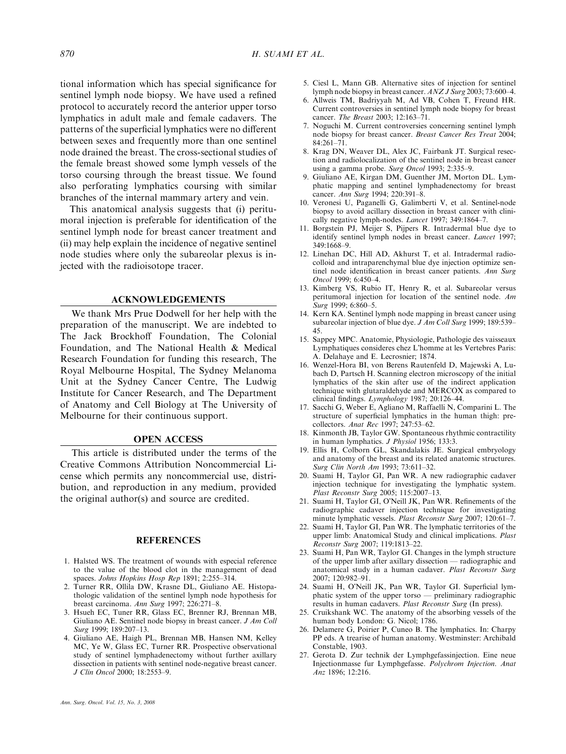tional information which has special significance for sentinel lymph node biopsy. We have used a refined protocol to accurately record the anterior upper torso lymphatics in adult male and female cadavers. The patterns of the superficial lymphatics were no different between sexes and frequently more than one sentinel node drained the breast. The cross-sectional studies of the female breast showed some lymph vessels of the torso coursing through the breast tissue. We found also perforating lymphatics coursing with similar branches of the internal mammary artery and vein.

This anatomical analysis suggests that (i) peritumoral injection is preferable for identification of the sentinel lymph node for breast cancer treatment and (ii) may help explain the incidence of negative sentinel node studies where only the subareolar plexus is injected with the radioisotope tracer.

## ACKNOWLEDGEMENTS

We thank Mrs Prue Dodwell for her help with the preparation of the manuscript. We are indebted to The Jack Brockhoff Foundation, The Colonial Foundation, and The National Health & Medical Research Foundation for funding this research, The Royal Melbourne Hospital, The Sydney Melanoma Unit at the Sydney Cancer Centre, The Ludwig Institute for Cancer Research, and The Department of Anatomy and Cell Biology at The University of Melbourne for their continuous support.

## OPEN ACCESS

This article is distributed under the terms of the Creative Commons Attribution Noncommercial License which permits any noncommercial use, distribution, and reproduction in any medium, provided the original author(s) and source are credited.

## REFERENCES

1. Halsted WS. The treatment of wounds with especial reference to the value of the blood clot in the management of dead spaces. *Johns Hopkins Hosp Rep* 1891; 2:255–314.
2. Turner RR, Ollila DW, Krasne DL, Giuliano AE. Histopathologic validation of the sentinel lymph node hypothesis for breast carcinoma. *Ann Surg* 1997; 226:271–8.
3. Hsueh EC, Tuner RR, Glass EC, Brenner RJ, Brennan MB, Giuliano AE. Sentinel node biopsy in breast cancer. *J Am Coll Surg* 1999; 189:207–13.
4. Giuliano AE, Haigh PL, Brennan MB, Hansen NM, Kelley MC, Ye W, Glass EC, Turner RR. Prospective observational study of sentinel lymphadenectomy without further axillary dissection in patients with sentinel node-negative breast cancer. *J Clin Oncol* 2000; 18:2553–9.
5. Ciesl L, Mann GB. Alternative sites of injection for sentinel lymph node biopsy in breast cancer. *ANZ J Surg* 2003; 73:600–4.
6. Allweis TM, Badriyyah M, Ad VB, Cohen T, Freund HR. Current controversies in sentinel lymph node biopsy for breast cancer. *The Breast* 2003; 12:163–71.
7. Noguchi M. Current controversies concerning sentinel lymph node biopsy for breast cancer. *Breast Cancer Res Treat* 2004; 84:261–71.
8. Krag DN, Weaver DL, Alex JC, Fairbank JT. Surgical resection and radiolocalization of the sentinel node in breast cancer using a gamma probe. *Surg Oncol* 1993; 2:335–9.
9. Giuliano AE, Kirgan DM, Guenther JM, Morton DL. Lymphatic mapping and sentinel lymphadenectomy for breast cancer. *Ann Surg* 1994; 220:391–8.
10. Veronesi U, Paganelli G, Galimberti V, et al. Sentinel-node biopsy to avoid axillary dissection in breast cancer with clinically negative lymph-nodes. *Lancet* 1997; 349:1864–7.
11. Borgstein PJ, Meijer S, Pijpers R. Intradermal blue dye to identify sentinel lymph nodes in breast cancer. *Lancet* 1997; 349:1668–9.
12. Linehan DC, Hill AD, Akhurst T, et al. Intradermal radiocolloid and intraparenchymal blue dye injection optimize sentinel node identification in breast cancer patients. *Ann Surg Oncol* 1999; 6:450–4.
13. Kimberg VS, Rubio IT, Henry R, et al. Subareolar versus peritumoral injection for location of the sentinel node. *Am Surg* 1999; 6:860–5.
14. Kern KA. Sentinel lymph node mapping in breast cancer using subareolar injection of blue dye. *J Am Coll Surg* 1999; 189:539–45.
15. Sappey MPC. Anatomie, Physiologie, Pathologie des vaisseaux Lymphatiques consideres chez L'homme at les Vertebres Paris: A. Delahaye and E. Lecrosnier; 1874.
16. Wenzel-Hora BI, von Berens Rautenfeld D, Majewski A, Lubach D, Partsch H. Scanning electron microscopy of the initial lymphatics of the skin after use of the indirect application technique with glutaraldehyde and MERCOX as compared to clinical findings. *Lymphology* 1987; 20:126–44.
17. Sacchi G, Weber E, Agliano M, Raffaelli N, Comparini L. The structure of superficial lymphatics in the human thigh: precollectors. *Anat Rec* 1997; 247:53–62.
18. Kinmonth JB, Taylor GW. Spontaneous rhythmic contractility in human lymphatics. *J Physiol* 1956; 133:3.
19. Ellis H, Colborn GL, Skandalakis JE. Surgical embryology and anatomy of the breast and its related anatomic structures. *Surg Clin North Am* 1993; 73:611–32.
20. Suami H, Taylor GI, Pan WR. A new radiographic cadaver injection technique for investigating the lymphatic system. *Plast Reconstr Surg* 2005; 115:2007–13.
21. Suami H, Taylor GI, O'Neill JK, Pan WR. Refinements of the radiographic cadaver injection technique for investigating minute lymphatic vessels. *Plast Reconstr Surg* 2007; 120:61–7.
22. Suami H, Taylor GI, Pan WR. The lymphatic territories of the upper limb: Anatomical Study and clinical implications. *Plast Reconstr Surg* 2007; 119:1813–22.
23. Suami H, Pan WR, Taylor GI. Changes in the lymph structure of the upper limb after axillary dissection — radiographic and anatomical study in a human cadaver. *Plast Reconstr Surg* 2007; 120:982–91.
24. Suami H, O'Neill JK, Pan WR, Taylor GI. Superficial lymphatic system of the upper torso — preliminary radiographic results in human cadavers. *Plast Reconstr Surg* (In press).
25. Cruikshank WC. The anatomy of the absorbing vessels of the human body London: G. Nicol; 1786.
26. Delamere G, Poirier P, Cuneo B. The lymphatics. In: Charpy PP eds. A trearise of human anatomy. Westminster: Archibald Constable, 1903.
27. Gerota D. Zur technik der Lymphgefassinjection. Eine neue Injectionmasse fur Lymphgefasse. *Polychrom Injection. Anat Anz* 1896; 12:216.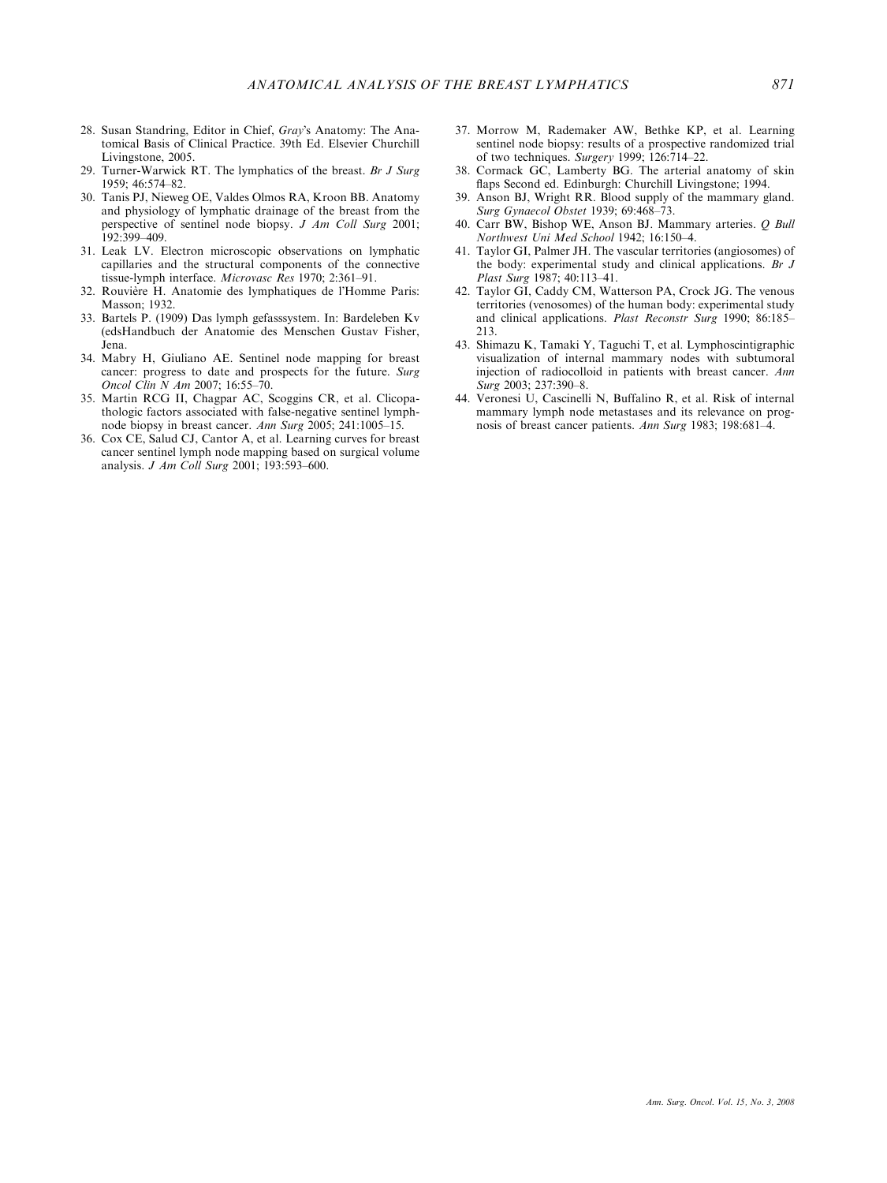28. Susan Standring, Editor in Chief, *Gray's Anatomy: The Anatomical Basis of Clinical Practice*. 39th Ed. Elsevier Churchill Livingstone, 2005.
29. Turner-Warwick RT. The lymphatics of the breast. *Br J Surg* 1959; 46:574–82.
30. Tanis PJ, Nieweg OE, Valdes Olmos RA, Kroon BB. Anatomy and physiology of lymphatic drainage of the breast from the perspective of sentinel node biopsy. *J Am Coll Surg* 2001; 192:399–409.
31. Leak LV. Electron microscopic observations on lymphatic capillaries and the structural components of the connective tissue-lymph interface. *Microvasc Res* 1970; 2:361–91.
32. Rouvière H. Anatomie des lymphatiques de l'Homme Paris: Masson; 1932.
33. Bartels P. (1909) Das lymph gefasssystem. In: Bardeleben Kv (edsHandbuch der Anatomie des Menschen Gustav Fisher, Jena.
34. Mabry H, Giuliano AE. Sentinel node mapping for breast cancer: progress to date and prospects for the future. *Surg Oncol Clin N Am* 2007; 16:55–70.
35. Martin RCG II, Chagpar AC, Scoggins CR, et al. Clicopathologic factors associated with false-negative sentinel lymph-node biopsy in breast cancer. *Ann Surg* 2005; 241:1005–15.
36. Cox CE, Salud CJ, Cantor A, et al. Learning curves for breast cancer sentinel lymph node mapping based on surgical volume analysis. *J Am Coll Surg* 2001; 193:593–600.
37. Morrow M, Rademaker AW, Bethke KP, et al. Learning sentinel node biopsy: results of a prospective randomized trial of two techniques. *Surgery* 1999; 126:714–22.
38. Cormack GC, Lamberty BG. The arterial anatomy of skin flaps Second ed. Edinburgh: Churchill Livingstone; 1994.
39. Anson BJ, Wright RR. Blood supply of the mammary gland. *Surg Gynaecol Obstet* 1939; 69:468–73.
40. Carr BW, Bishop WE, Anson BJ. Mammary arteries. *Q Bull Northwest Uni Med School* 1942; 16:150–4.
41. Taylor GI, Palmer JH. The vascular territories (angiosomes) of the body: experimental study and clinical applications. *Br J Plast Surg* 1987; 40:113–41.
42. Taylor GI, Caddy CM, Watterson PA, Crock JG. The venous territories (venosomes) of the human body: experimental study and clinical applications. *Plast Reconstr Surg* 1990; 86:185–213.
43. Shimazu K, Tamaki Y, Taguchi T, et al. Lymphoscintigraphic visualization of internal mammary nodes with subtumoral injection of radiocolloid in patients with breast cancer. *Ann Surg* 2003; 237:390–8.
44. Veronesi U, Cascinelli N, Buffalino R, et al. Risk of internal mammary lymph node metastases and its relevance on prognosis of breast cancer patients. *Ann Surg* 1983; 198:681–4.